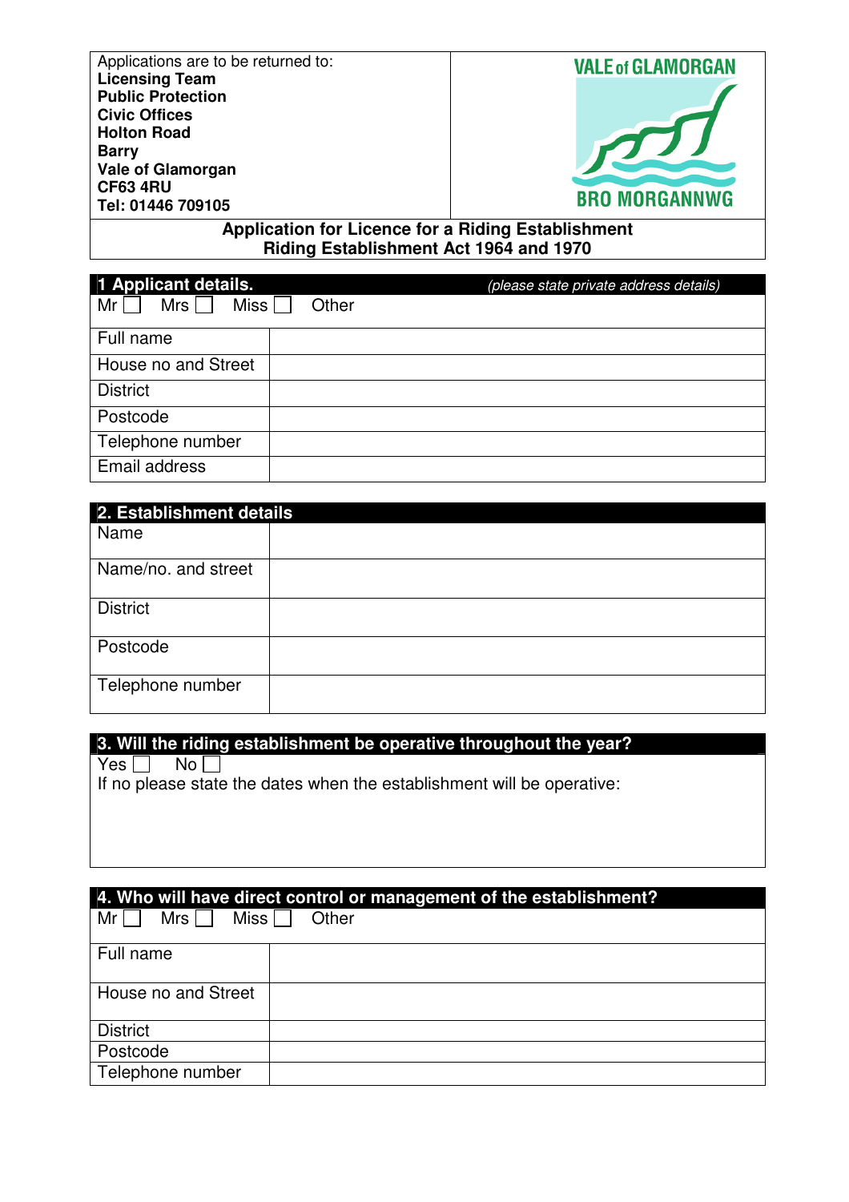| Applications are to be returned to:<br>**Licensing Team**<br>**Public Protection**<br>**Civic Offices**<br>**Holton Road**<br>**Barry**<br>**Vale of Glamorgan**<br>**CF63 4RU**<br>**Tel: 01446 709105** | VALE of GLAMORGAN<br>BRO MORGANNWG |
|---|---|

**Application for Licence for a Riding Establishment**
**Riding Establishment Act 1964 and 1970**

## 1 Applicant details.

*(please state private address details)*

Mr ☐ Mrs ☐ Miss ☐ Other

| | |
|---|---|
| Full name | |
| House no and Street | |
| District | |
| Postcode | |
| Telephone number | |
| Email address | |

## 2. Establishment details

| | |
|---|---|
| Name | |
| Name/no. and street | |
| District | |
| Postcode | |
| Telephone number | |

## 3. Will the riding establishment be operative throughout the year?

Yes ☐ No ☐

If no please state the dates when the establishment will be operative:

## 4. Who will have direct control or management of the establishment?

Mr ☐ Mrs ☐ Miss ☐ Other

| | |
|---|---|
| Full name | |
| House no and Street | |
| District | |
| Postcode | |
| Telephone number | |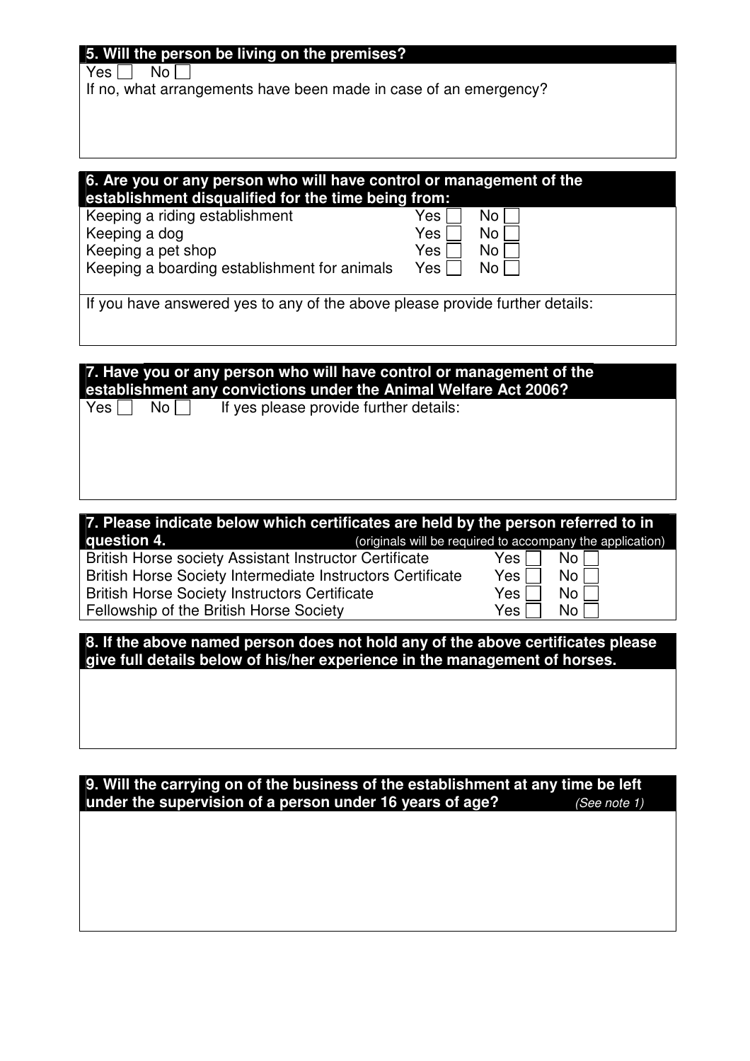**5. Will the person be living on the premises?**

Yes ☐ No ☐

If no, what arrangements have been made in case of an emergency?

**6. Are you or any person who will have control or management of the establishment disqualified for the time being from:**

| | | |
|---|---|---|
| Keeping a riding establishment | Yes ☐ | No ☐ |
| Keeping a dog | Yes ☐ | No ☐ |
| Keeping a pet shop | Yes ☐ | No ☐ |
| Keeping a boarding establishment for animals | Yes ☐ | No ☐ |

If you have answered yes to any of the above please provide further details:

**7. Have you or any person who will have control or management of the establishment any convictions under the Animal Welfare Act 2006?**

Yes ☐ No ☐ If yes please provide further details:

**7. Please indicate below which certificates are held by the person referred to in question 4.** (originals will be required to accompany the application)

| | | |
|---|---|---|
| British Horse society Assistant Instructor Certificate | Yes ☐ | No ☐ |
| British Horse Society Intermediate Instructors Certificate | Yes ☐ | No ☐ |
| British Horse Society Instructors Certificate | Yes ☐ | No ☐ |
| Fellowship of the British Horse Society | Yes ☐ | No ☐ |

**8. If the above named person does not hold any of the above certificates please give full details below of his/her experience in the management of horses.**

**9. Will the carrying on of the business of the establishment at any time be left under the supervision of a person under 16 years of age?** *(See note 1)*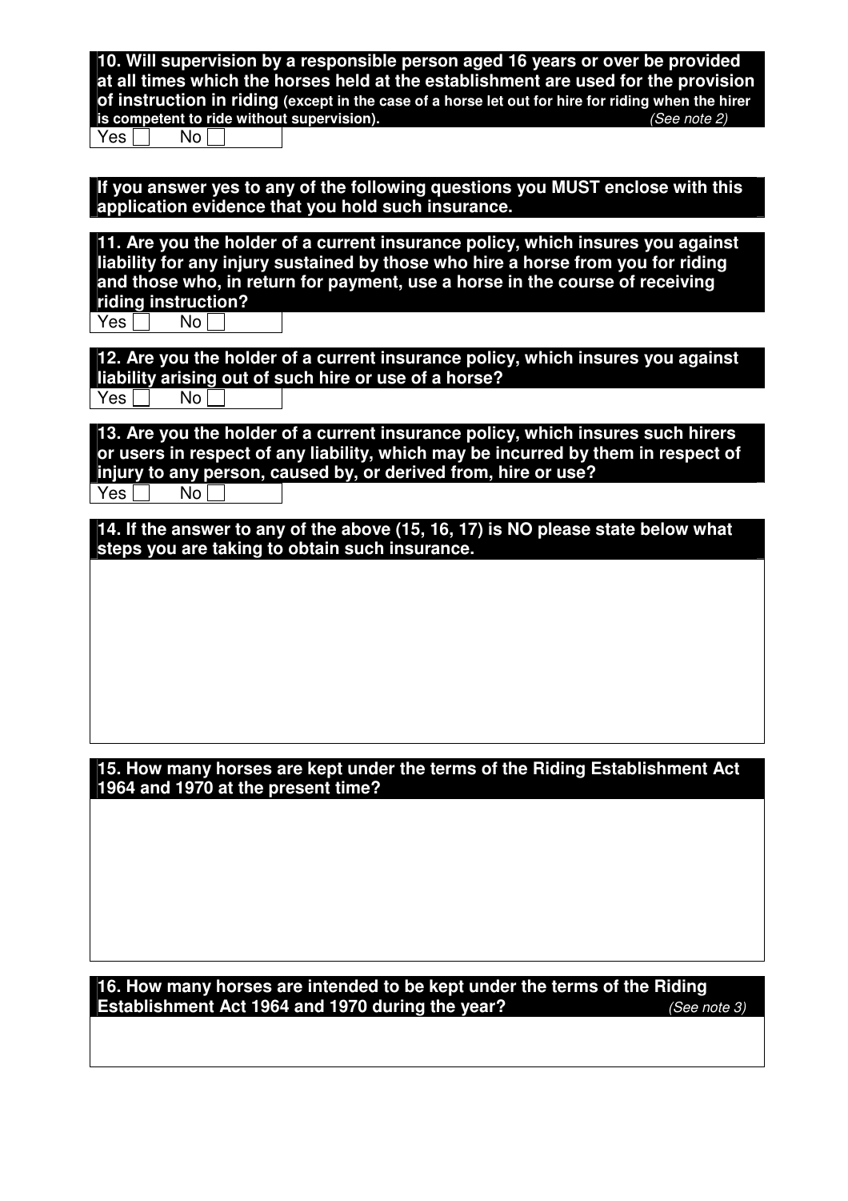**10. Will supervision by a responsible person aged 16 years or over be provided at all times which the horses held at the establishment are used for the provision of instruction in riding** **(except in the case of a horse let out for hire for riding when the hirer is competent to ride without supervision).** *(See note 2)*

Yes ☐ No ☐

**If you answer yes to any of the following questions you MUST enclose with this application evidence that you hold such insurance.**

**11. Are you the holder of a current insurance policy, which insures you against liability for any injury sustained by those who hire a horse from you for riding and those who, in return for payment, use a horse in the course of receiving riding instruction?**

Yes ☐ No ☐

**12. Are you the holder of a current insurance policy, which insures you against liability arising out of such hire or use of a horse?**

Yes ☐ No ☐

**13. Are you the holder of a current insurance policy, which insures such hirers or users in respect of any liability, which may be incurred by them in respect of injury to any person, caused by, or derived from, hire or use?**

Yes ☐ No ☐

**14. If the answer to any of the above (15, 16, 17) is NO please state below what steps you are taking to obtain such insurance.**

**15. How many horses are kept under the terms of the Riding Establishment Act 1964 and 1970 at the present time?**

**16. How many horses are intended to be kept under the terms of the Riding Establishment Act 1964 and 1970 during the year?** *(See note 3)*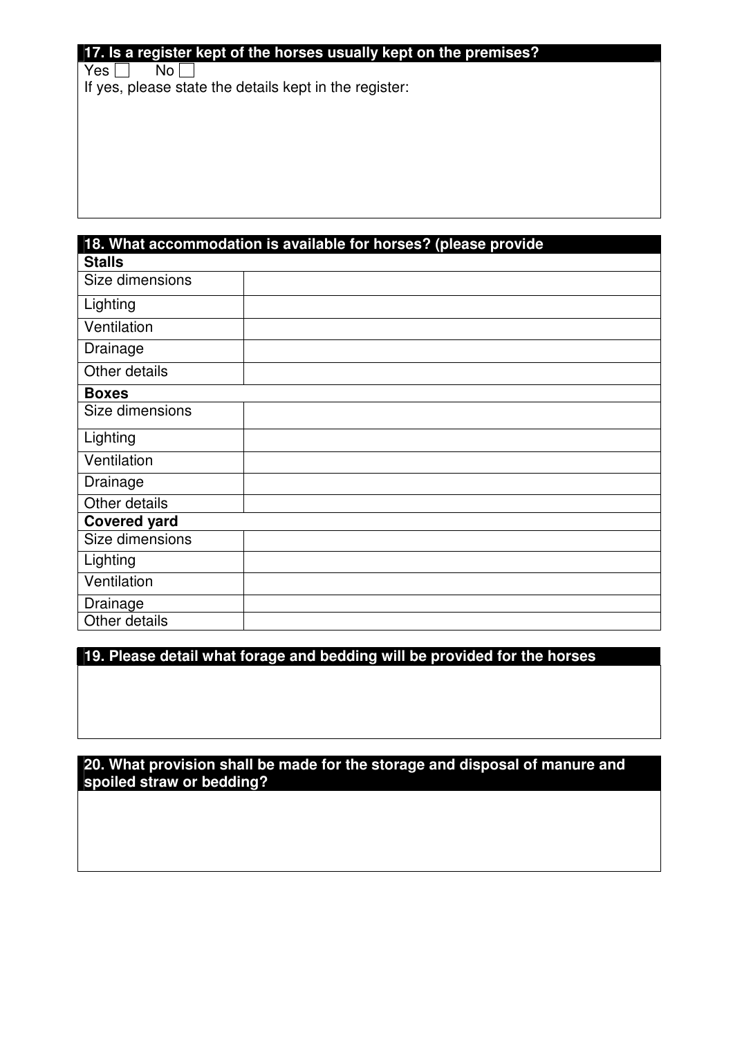**17. Is a register kept of the horses usually kept on the premises?**

Yes ☐ No ☐

If yes, please state the details kept in the register:

**18. What accommodation is available for horses? (please provide**

| **Stalls** | |
|---|---|
| Size dimensions | |
| Lighting | |
| Ventilation | |
| Drainage | |
| Other details | |
| **Boxes** | |
| Size dimensions | |
| Lighting | |
| Ventilation | |
| Drainage | |
| Other details | |
| **Covered yard** | |
| Size dimensions | |
| Lighting | |
| Ventilation | |
| Drainage | |
| Other details | |

**19. Please detail what forage and bedding will be provided for the horses**

**20. What provision shall be made for the storage and disposal of manure and spoiled straw or bedding?**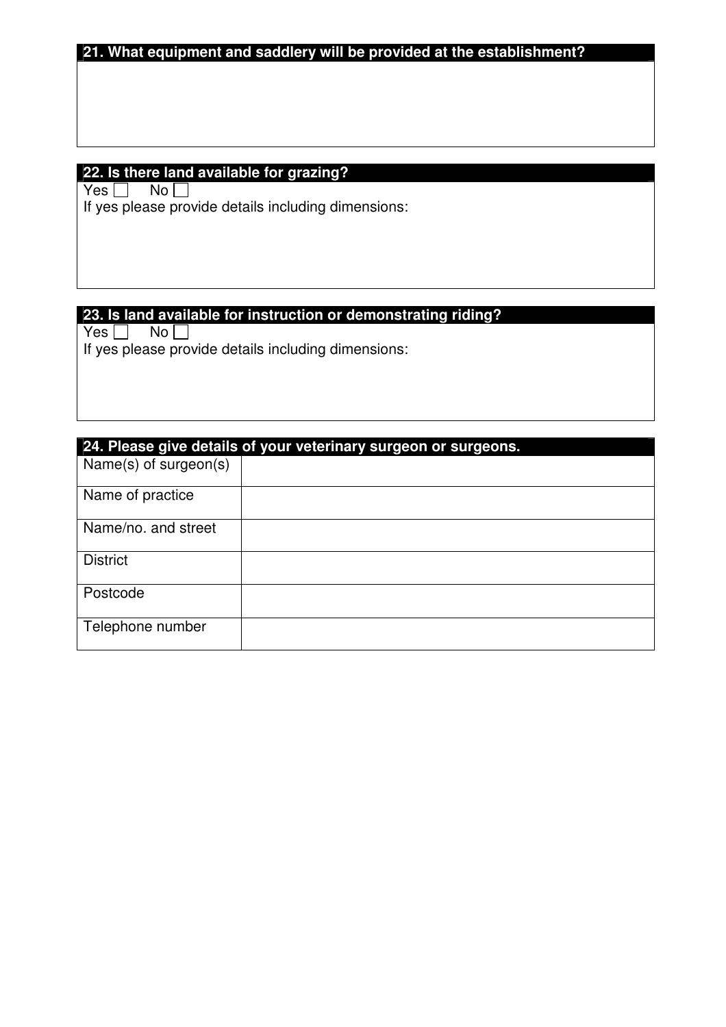**21. What equipment and saddlery will be provided at the establishment?**

**22. Is there land available for grazing?**

Yes ☐ No ☐

If yes please provide details including dimensions:

**23. Is land available for instruction or demonstrating riding?**

Yes ☐ No ☐

If yes please provide details including dimensions:

**24. Please give details of your veterinary surgeon or surgeons.**

| | |
|---|---|
| Name(s) of surgeon(s) | |
| Name of practice | |
| Name/no. and street | |
| District | |
| Postcode | |
| Telephone number | |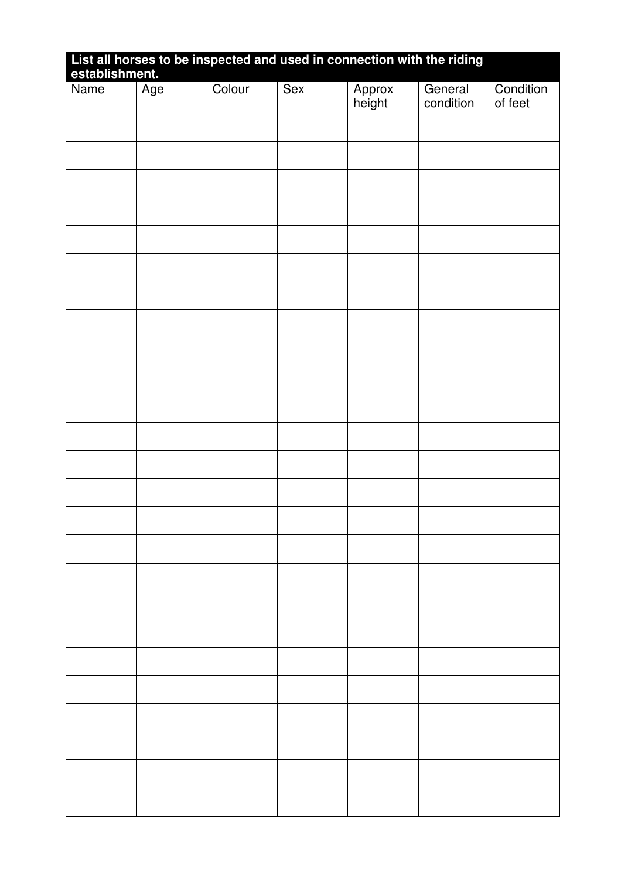**List all horses to be inspected and used in connection with the riding establishment.**

| Name | Age | Colour | Sex | Approx height | General condition | Condition of feet |
|---|---|---|---|---|---|---|
| | | | | | | |
| | | | | | | |
| | | | | | | |
| | | | | | | |
| | | | | | | |
| | | | | | | |
| | | | | | | |
| | | | | | | |
| | | | | | | |
| | | | | | | |
| | | | | | | |
| | | | | | | |
| | | | | | | |
| | | | | | | |
| | | | | | | |
| | | | | | | |
| | | | | | | |
| | | | | | | |
| | | | | | | |
| | | | | | | |
| | | | | | | |
| | | | | | | |
| | | | | | | |
| | | | | | | |
| | | | | | | |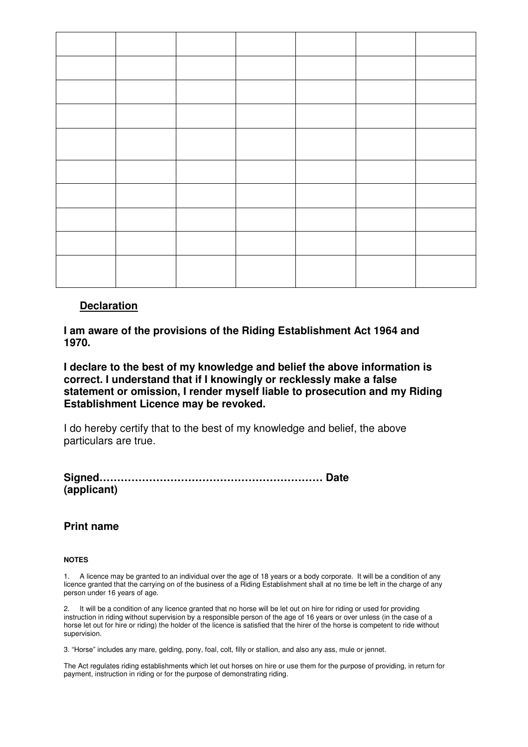| | | | | | | |
|---|---|---|---|---|---|---|
| | | | | | | |
| | | | | | | |
| | | | | | | |
| | | | | | | |
| | | | | | | |
| | | | | | | |
| | | | | | | |
| | | | | | | |
| | | | | | | |
| | | | | | | |

**Declaration**

**I am aware of the provisions of the Riding Establishment Act 1964 and 1970.**

**I declare to the best of my knowledge and belief the above information is correct. I understand that if I knowingly or recklessly make a false statement or omission, I render myself liable to prosecution and my Riding Establishment Licence may be revoked.**

I do hereby certify that to the best of my knowledge and belief, the above particulars are true.

**Signed……………………………………………………… Date**
**(applicant)**

**Print name**

**NOTES**

1. A licence may be granted to an individual over the age of 18 years or a body corporate. It will be a condition of any licence granted that the carrying on of the business of a Riding Establishment shall at no time be left in the charge of any person under 16 years of age.

2. It will be a condition of any licence granted that no horse will be let out on hire for riding or used for providing instruction in riding without supervision by a responsible person of the age of 16 years or over unless (in the case of a horse let out for hire or riding) the holder of the licence is satisfied that the hirer of the horse is competent to ride without supervision.

3. "Horse" includes any mare, gelding, pony, foal, colt, filly or stallion, and also any ass, mule or jennet.

The Act regulates riding establishments which let out horses on hire or use them for the purpose of providing, in return for payment, instruction in riding or for the purpose of demonstrating riding.